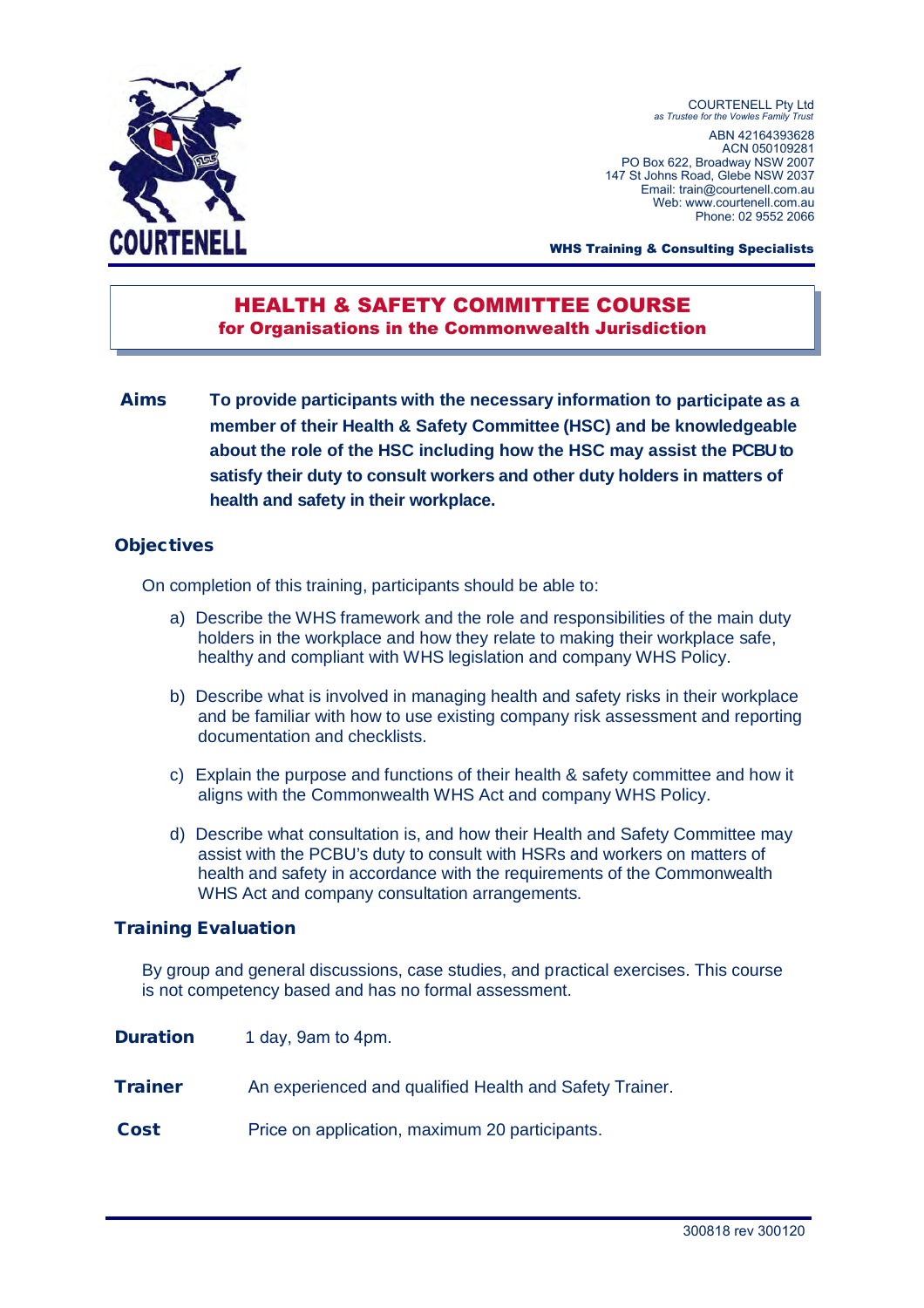COURTENELL

COURTENELL Pty Ltd
*as Trustee for the Vowles Family Trust*

ABN 42164393628
ACN 050109281
PO Box 622, Broadway NSW 2007
147 St Johns Road, Glebe NSW 2037
Email: train@courtenell.com.au
Web: www.courtenell.com.au
Phone: 02 9552 2066

**WHS Training & Consulting Specialists**

# HEALTH & SAFETY COMMITTEE COURSE
## for Organisations in the Commonwealth Jurisdiction

**Aims** **To provide participants with the necessary information to participate as a member of their Health & Safety Committee (HSC) and be knowledgeable about the role of the HSC including how the HSC may assist the PCBU to satisfy their duty to consult workers and other duty holders in matters of health and safety in their workplace.**

### Objectives

On completion of this training, participants should be able to:

a) Describe the WHS framework and the role and responsibilities of the main duty holders in the workplace and how they relate to making their workplace safe, healthy and compliant with WHS legislation and company WHS Policy.

b) Describe what is involved in managing health and safety risks in their workplace and be familiar with how to use existing company risk assessment and reporting documentation and checklists.

c) Explain the purpose and functions of their health & safety committee and how it aligns with the Commonwealth WHS Act and company WHS Policy.

d) Describe what consultation is, and how their Health and Safety Committee may assist with the PCBU's duty to consult with HSRs and workers on matters of health and safety in accordance with the requirements of the Commonwealth WHS Act and company consultation arrangements.

### Training Evaluation

By group and general discussions, case studies, and practical exercises. This course is not competency based and has no formal assessment.

**Duration** 1 day, 9am to 4pm.

**Trainer** An experienced and qualified Health and Safety Trainer.

**Cost** Price on application, maximum 20 participants.

300818 rev 300120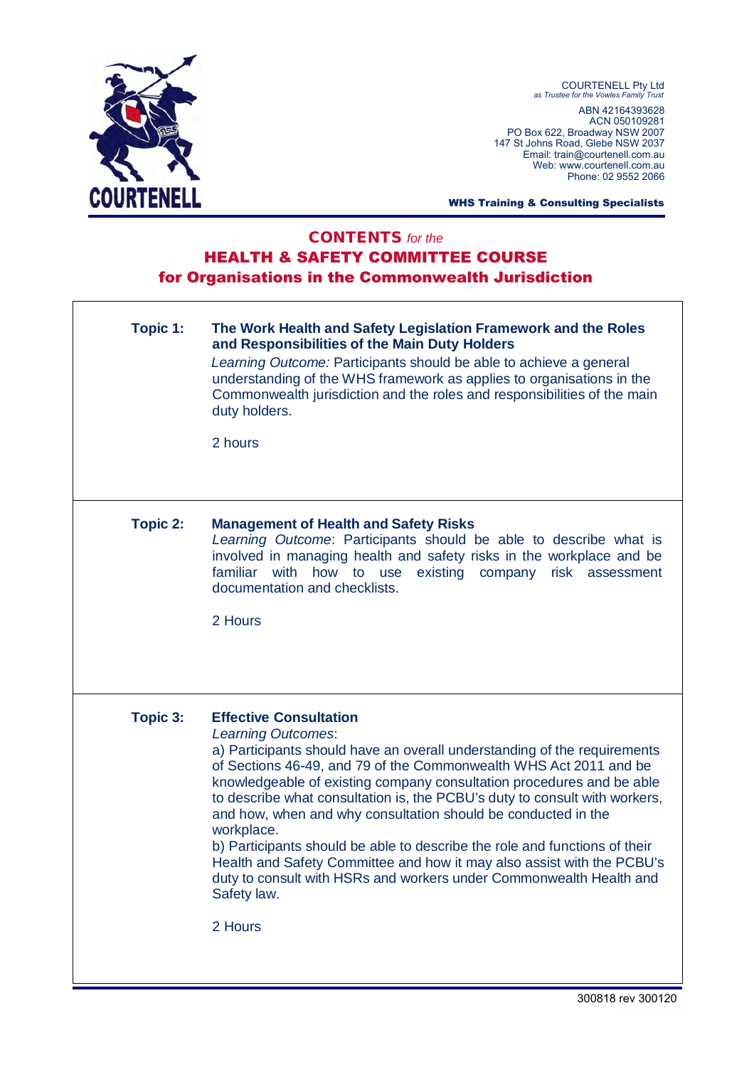COURTENELL Pty Ltd
*as Trustee for the Vowles Family Trust*

ABN 42164393628
ACN 050109281
PO Box 622, Broadway NSW 2007
147 St Johns Road, Glebe NSW 2037
Email: train@courtenell.com.au
Web: www.courtenell.com.au
Phone: 02 9552 2066

**WHS Training & Consulting Specialists**

# CONTENTS *for the* HEALTH & SAFETY COMMITTEE COURSE for Organisations in the Commonwealth Jurisdiction

**Topic 1:** **The Work Health and Safety Legislation Framework and the Roles and Responsibilities of the Main Duty Holders**

*Learning Outcome:* Participants should be able to achieve a general understanding of the WHS framework as applies to organisations in the Commonwealth jurisdiction and the roles and responsibilities of the main duty holders.

2 hours

**Topic 2:** **Management of Health and Safety Risks**

*Learning Outcome*: Participants should be able to describe what is involved in managing health and safety risks in the workplace and be familiar with how to use existing company risk assessment documentation and checklists.

2 Hours

**Topic 3:** **Effective Consultation**

*Learning Outcomes*:

a) Participants should have an overall understanding of the requirements of Sections 46-49, and 79 of the Commonwealth WHS Act 2011 and be knowledgeable of existing company consultation procedures and be able to describe what consultation is, the PCBU's duty to consult with workers, and how, when and why consultation should be conducted in the workplace.

b) Participants should be able to describe the role and functions of their Health and Safety Committee and how it may also assist with the PCBU's duty to consult with HSRs and workers under Commonwealth Health and Safety law.

2 Hours

300818 rev 300120